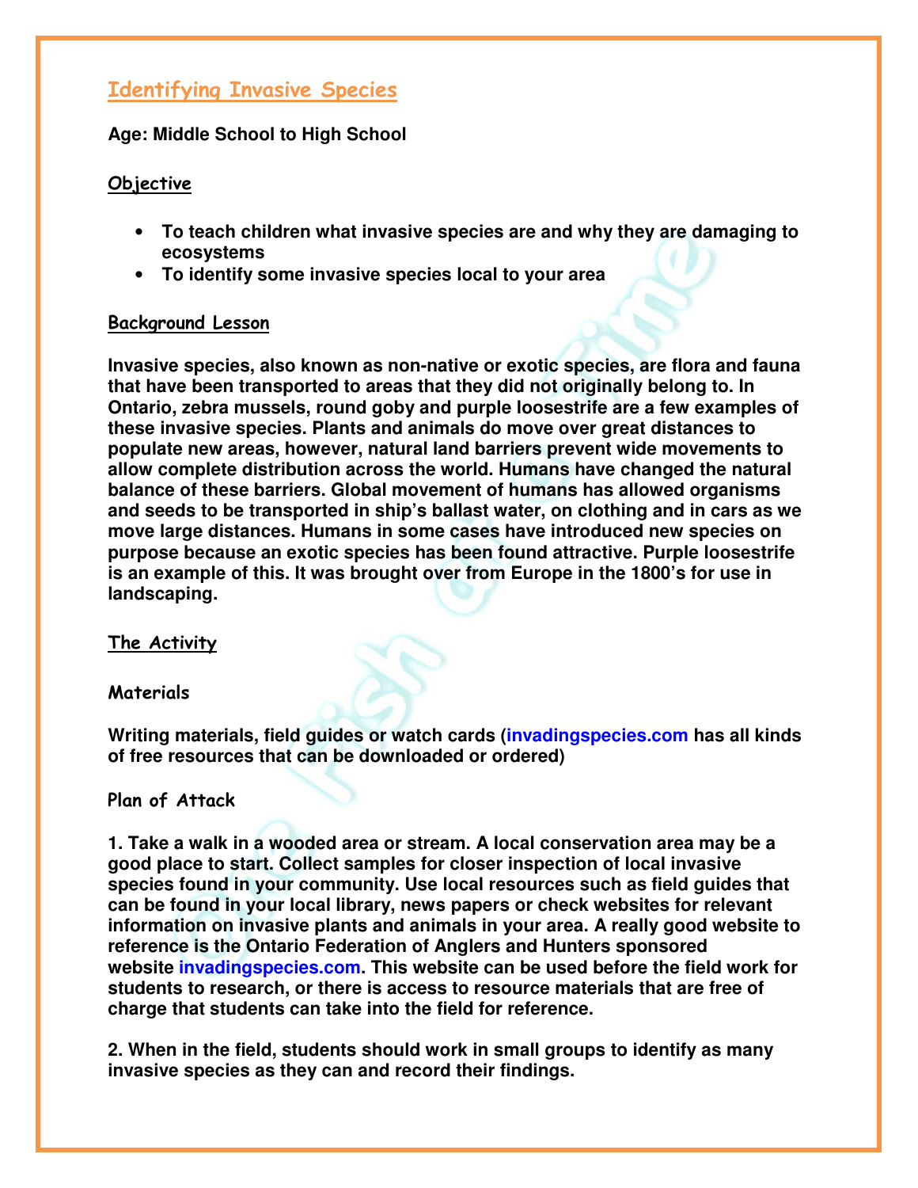# Identifying Invasive Species

**Age: Middle School to High School**

## Objective

- **To teach children what invasive species are and why they are damaging to ecosystems**
- **To identify some invasive species local to your area**

## Background Lesson

**Invasive species, also known as non-native or exotic species, are flora and fauna that have been transported to areas that they did not originally belong to. In Ontario, zebra mussels, round goby and purple loosestrife are a few examples of these invasive species. Plants and animals do move over great distances to populate new areas, however, natural land barriers prevent wide movements to allow complete distribution across the world. Humans have changed the natural balance of these barriers. Global movement of humans has allowed organisms and seeds to be transported in ship's ballast water, on clothing and in cars as we move large distances. Humans in some cases have introduced new species on purpose because an exotic species has been found attractive. Purple loosestrife is an example of this. It was brought over from Europe in the 1800's for use in landscaping.**

## The Activity

### Materials

**Writing materials, field guides or watch cards (invadingspecies.com has all kinds of free resources that can be downloaded or ordered)**

### Plan of Attack

**1. Take a walk in a wooded area or stream. A local conservation area may be a good place to start. Collect samples for closer inspection of local invasive species found in your community. Use local resources such as field guides that can be found in your local library, news papers or check websites for relevant information on invasive plants and animals in your area. A really good website to reference is the Ontario Federation of Anglers and Hunters sponsored website invadingspecies.com. This website can be used before the field work for students to research, or there is access to resource materials that are free of charge that students can take into the field for reference.**

**2. When in the field, students should work in small groups to identify as many invasive species as they can and record their findings.**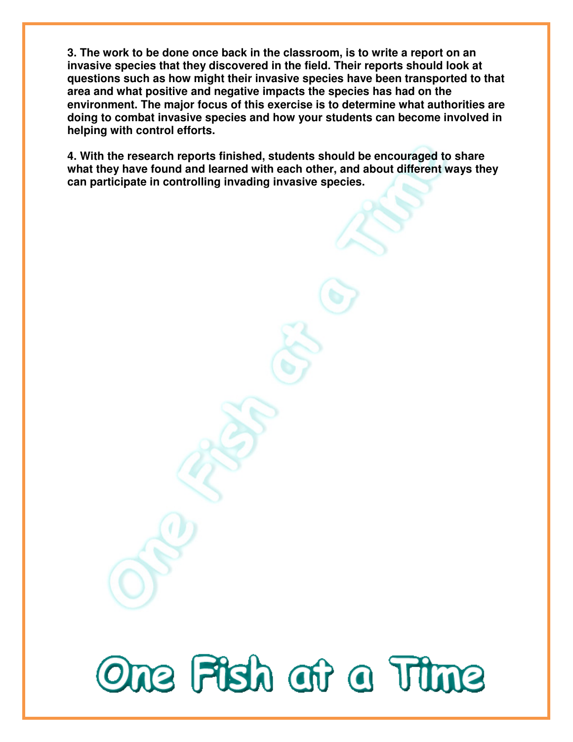**3. The work to be done once back in the classroom, is to write a report on an invasive species that they discovered in the field. Their reports should look at questions such as how might their invasive species have been transported to that area and what positive and negative impacts the species has had on the environment. The major focus of this exercise is to determine what authorities are doing to combat invasive species and how your students can become involved in helping with control efforts.**

**4. With the research reports finished, students should be encouraged to share what they have found and learned with each other, and about different ways they can participate in controlling invading invasive species.**